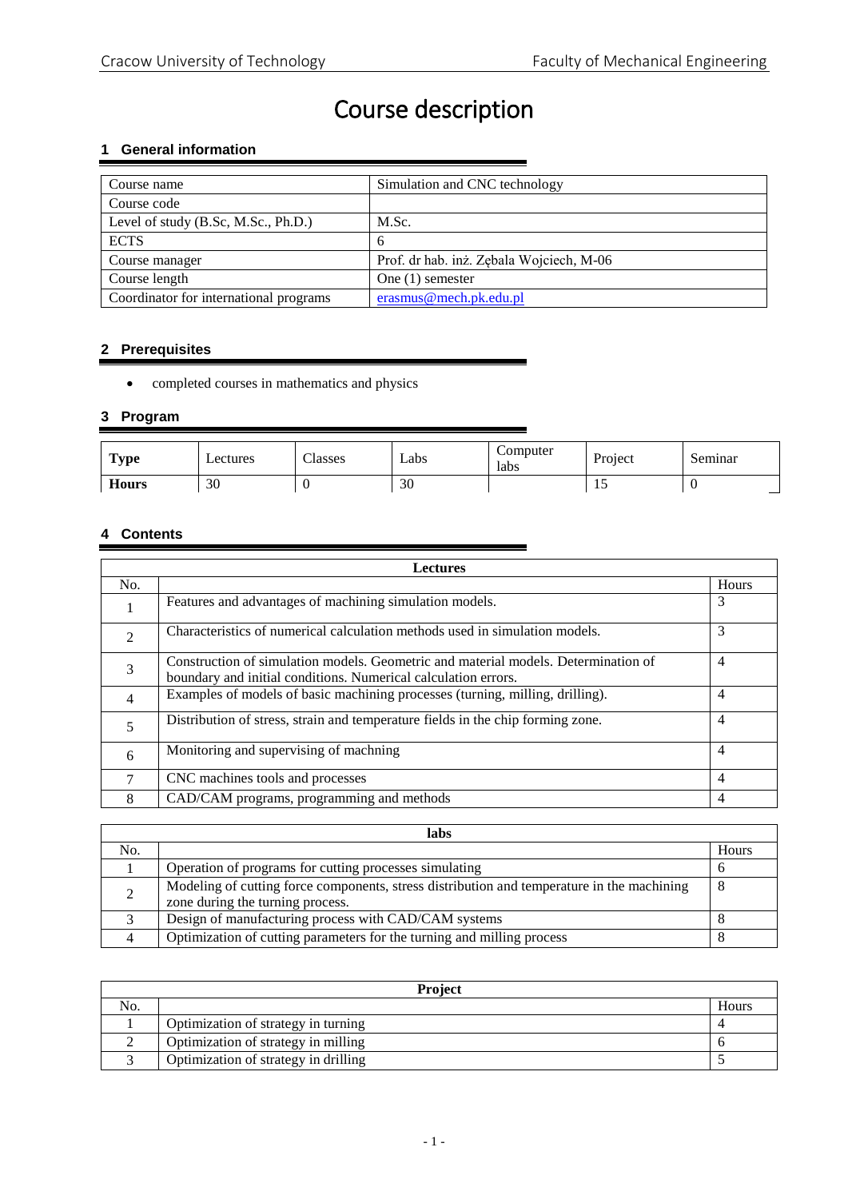# Course description

## 1 General information

| Course name | Simulation and CNC technology |
|---|---|
| Course code | |
| Level of study (B.Sc, M.Sc., Ph.D.) | M.Sc. |
| ECTS | 6 |
| Course manager | Prof. dr hab. inż. Zębala Wojciech, M-06 |
| Course length | One (1) semester |
| Coordinator for international programs | erasmus@mech.pk.edu.pl |

## 2 Prerequisites

- completed courses in mathematics and physics

## 3 Program

| Type | Lectures | Classes | Labs | Computer labs | Project | Seminar |
|---|---|---|---|---|---|---|
| Hours | 30 | 0 | 30 | | 15 | 0 |

## 4 Contents

| Lectures | | |
|---|---|---|
| No. | | Hours |
| 1 | Features and advantages of machining simulation models. | 3 |
| 2 | Characteristics of numerical calculation methods used in simulation models. | 3 |
| 3 | Construction of simulation models. Geometric and material models. Determination of boundary and initial conditions. Numerical calculation errors. | 4 |
| 4 | Examples of models of basic machining processes (turning, milling, drilling). | 4 |
| 5 | Distribution of stress, strain and temperature fields in the chip forming zone. | 4 |
| 6 | Monitoring and supervising of machning | 4 |
| 7 | CNC machines tools and processes | 4 |
| 8 | CAD/CAM programs, programming and methods | 4 |

| labs | | |
|---|---|---|
| No. | | Hours |
| 1 | Operation of programs for cutting processes simulating | 6 |
| 2 | Modeling of cutting force components, stress distribution and temperature in the machining zone during the turning process. | 8 |
| 3 | Design of manufacturing process with CAD/CAM systems | 8 |
| 4 | Optimization of cutting parameters for the turning and milling process | 8 |

| Project | | |
|---|---|---|
| No. | | Hours |
| 1 | Optimization of strategy in turning | 4 |
| 2 | Optimization of strategy in milling | 6 |
| 3 | Optimization of strategy in drilling | 5 |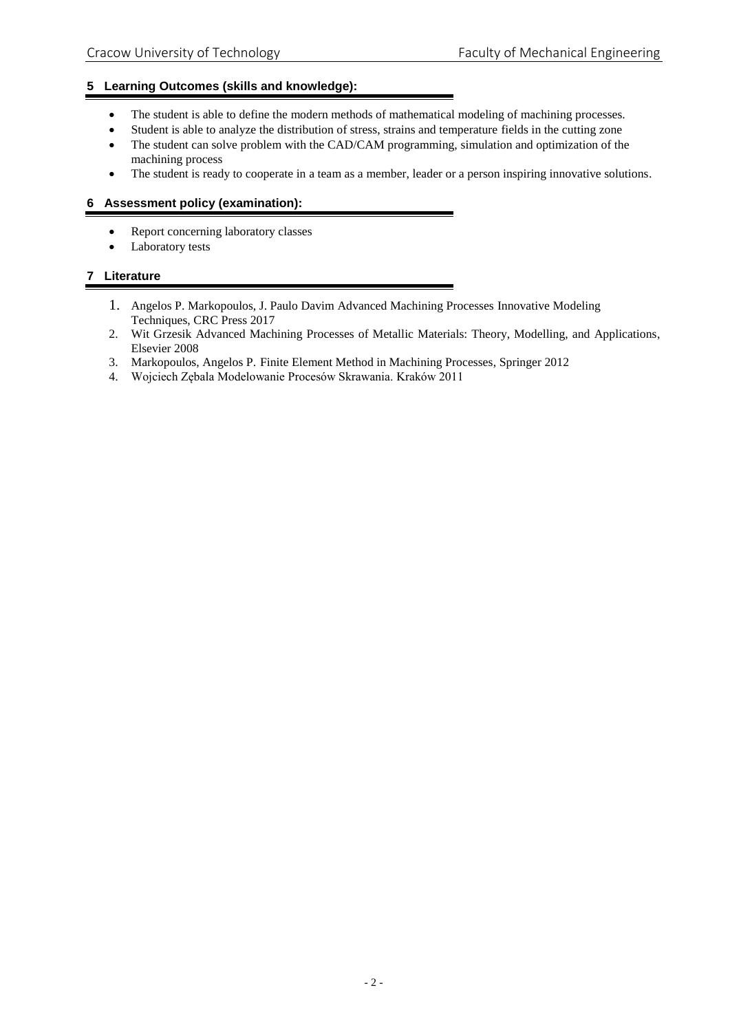## 5 Learning Outcomes (skills and knowledge):

- The student is able to define the modern methods of mathematical modeling of machining processes.
- Student is able to analyze the distribution of stress, strains and temperature fields in the cutting zone
- The student can solve problem with the CAD/CAM programming, simulation and optimization of the machining process
- The student is ready to cooperate in a team as a member, leader or a person inspiring innovative solutions.

## 6 Assessment policy (examination):

- Report concerning laboratory classes
- Laboratory tests

## 7 Literature

1. Angelos P. Markopoulos, J. Paulo Davim Advanced Machining Processes Innovative Modeling Techniques, CRC Press 2017
2. Wit Grzesik Advanced Machining Processes of Metallic Materials: Theory, Modelling, and Applications, Elsevier 2008
3. Markopoulos, Angelos P. Finite Element Method in Machining Processes, Springer 2012
4. Wojciech Zębala Modelowanie Procesów Skrawania. Kraków 2011